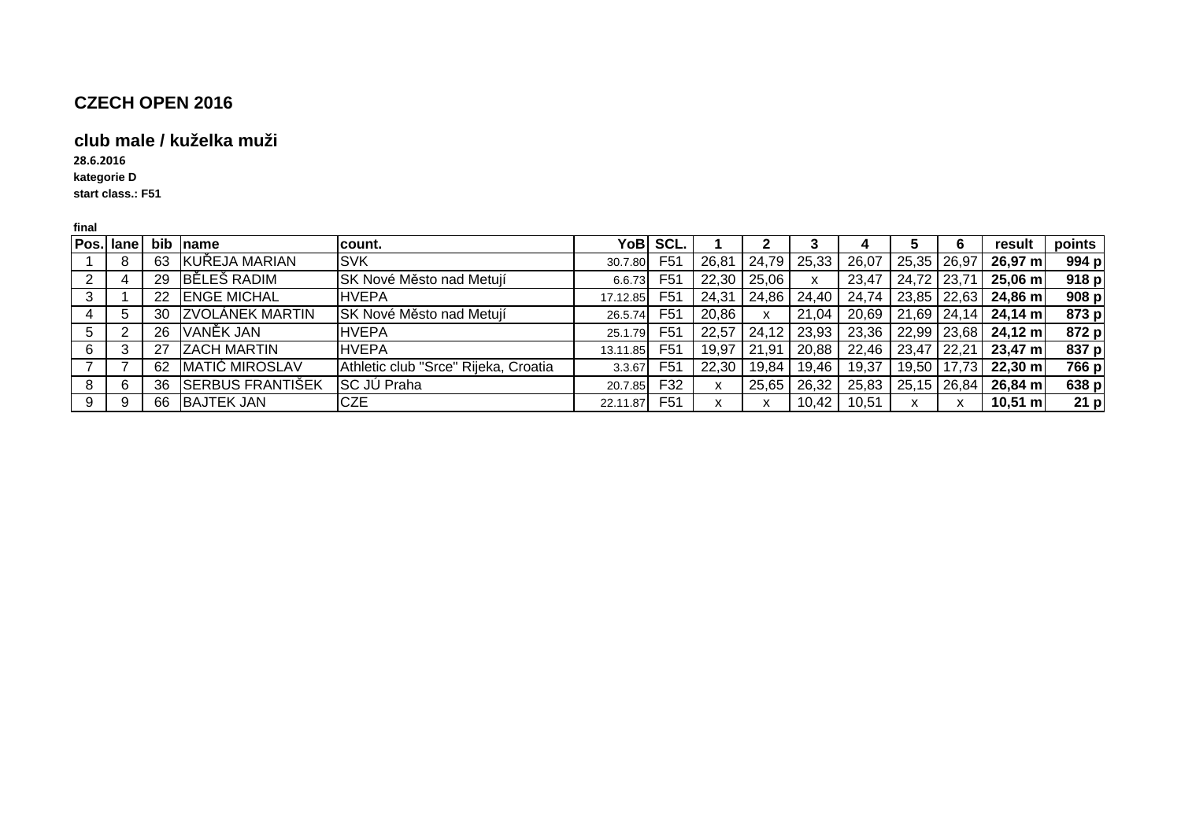## CZECH OPEN 2016

### club male / kuželka muži

**28.6.2016**

**kategorie D**

**start class.: F51**

**final**

| Pos. | lane | bib | name | count. | YoB | SCL. | 1 | 2 | 3 | 4 | 5 | 6 | result | points |
|---|---|---|---|---|---|---|---|---|---|---|---|---|---|---|
| 1 | 8 | 63 | KUŘEJA MARIAN | SVK | 30.7.80 | F51 | 26,81 | 24,79 | 25,33 | 26,07 | 25,35 | 26,97 | **26,97 m** | **994 p** |
| 2 | 4 | 29 | BĚLEŠ RADIM | SK Nové Město nad Metují | 6.6.73 | F51 | 22,30 | 25,06 | x | 23,47 | 24,72 | 23,71 | **25,06 m** | **918 p** |
| 3 | 1 | 22 | ENGE MICHAL | HVEPA | 17.12.85 | F51 | 24,31 | 24,86 | 24,40 | 24,74 | 23,85 | 22,63 | **24,86 m** | **908 p** |
| 4 | 5 | 30 | ZVOLÁNEK MARTIN | SK Nové Město nad Metují | 26.5.74 | F51 | 20,86 | x | 21,04 | 20,69 | 21,69 | 24,14 | **24,14 m** | **873 p** |
| 5 | 2 | 26 | VANĚK JAN | HVEPA | 25.1.79 | F51 | 22,57 | 24,12 | 23,93 | 23,36 | 22,99 | 23,68 | **24,12 m** | **872 p** |
| 6 | 3 | 27 | ZACH MARTIN | HVEPA | 13.11.85 | F51 | 19,97 | 21,91 | 20,88 | 22,46 | 23,47 | 22,21 | **23,47 m** | **837 p** |
| 7 | 7 | 62 | MATIĆ MIROSLAV | Athletic club "Srce" Rijeka, Croatia | 3.3.67 | F51 | 22,30 | 19,84 | 19,46 | 19,37 | 19,50 | 17,73 | **22,30 m** | **766 p** |
| 8 | 6 | 36 | SERBUS FRANTIŠEK | SC JÚ Praha | 20.7.85 | F32 | x | 25,65 | 26,32 | 25,83 | 25,15 | 26,84 | **26,84 m** | **638 p** |
| 9 | 9 | 66 | BAJTEK JAN | CZE | 22.11.87 | F51 | x | x | 10,42 | 10,51 | x | x | **10,51 m** | **21 p** |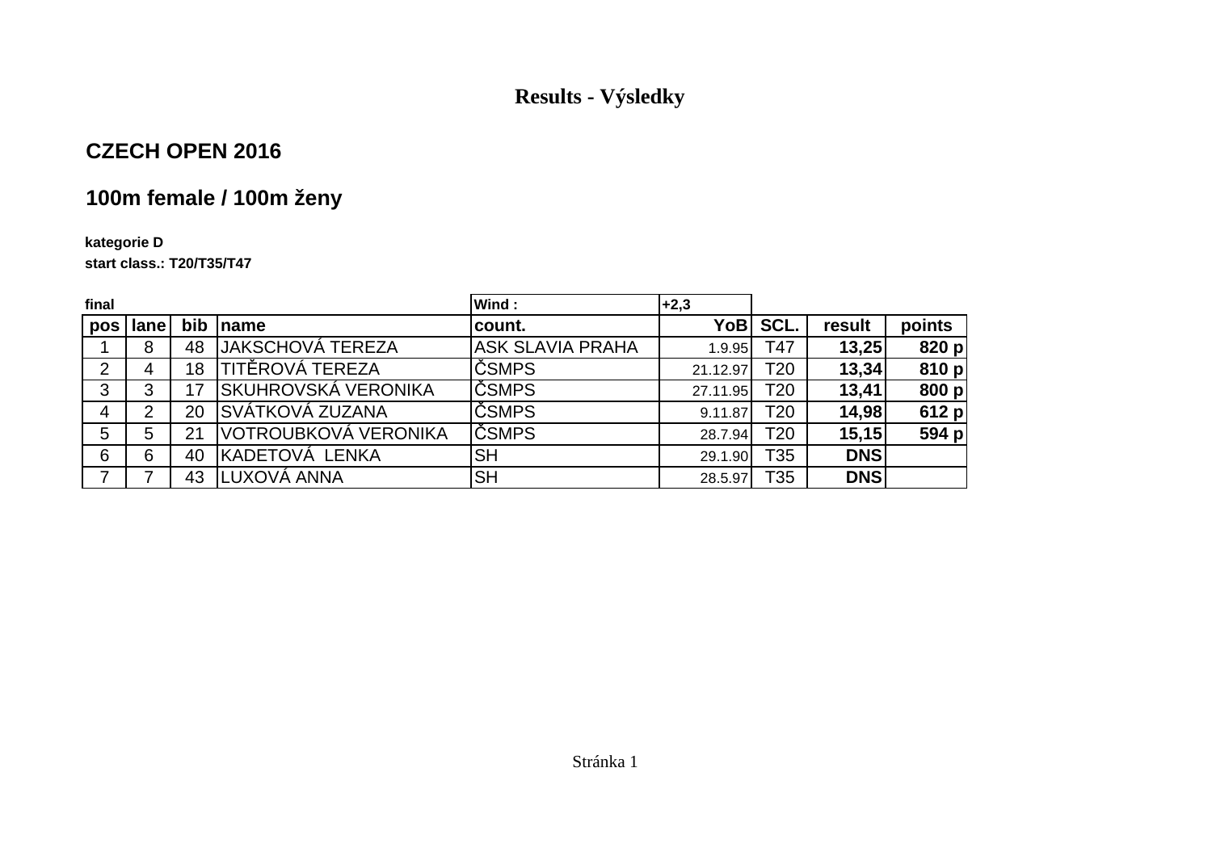# Results - Výsledky

## CZECH OPEN 2016

## 100m female / 100m ženy

**kategorie D**
**start class.: T20/T35/T47**

**final** | **Wind :** | **+2,3**

| pos | lane | bib | name | count. | YoB | SCL. | result | points |
|---|---|---|---|---|---|---|---|---|
| 1 | 8 | 48 | JAKSCHOVÁ TEREZA | ASK SLAVIA PRAHA | 1.9.95 | T47 | **13,25** | **820 p** |
| 2 | 4 | 18 | TITĚROVÁ TEREZA | ČSMPS | 21.12.97 | T20 | **13,34** | **810 p** |
| 3 | 3 | 17 | SKUHROVSKÁ VERONIKA | ČSMPS | 27.11.95 | T20 | **13,41** | **800 p** |
| 4 | 2 | 20 | SVÁTKOVÁ ZUZANA | ČSMPS | 9.11.87 | T20 | **14,98** | **612 p** |
| 5 | 5 | 21 | VOTROUBKOVÁ VERONIKA | ČSMPS | 28.7.94 | T20 | **15,15** | **594 p** |
| 6 | 6 | 40 | KADETOVÁ  LENKA | SH | 29.1.90 | T35 | **DNS** | |
| 7 | 7 | 43 | LUXOVÁ ANNA | SH | 28.5.97 | T35 | **DNS** | |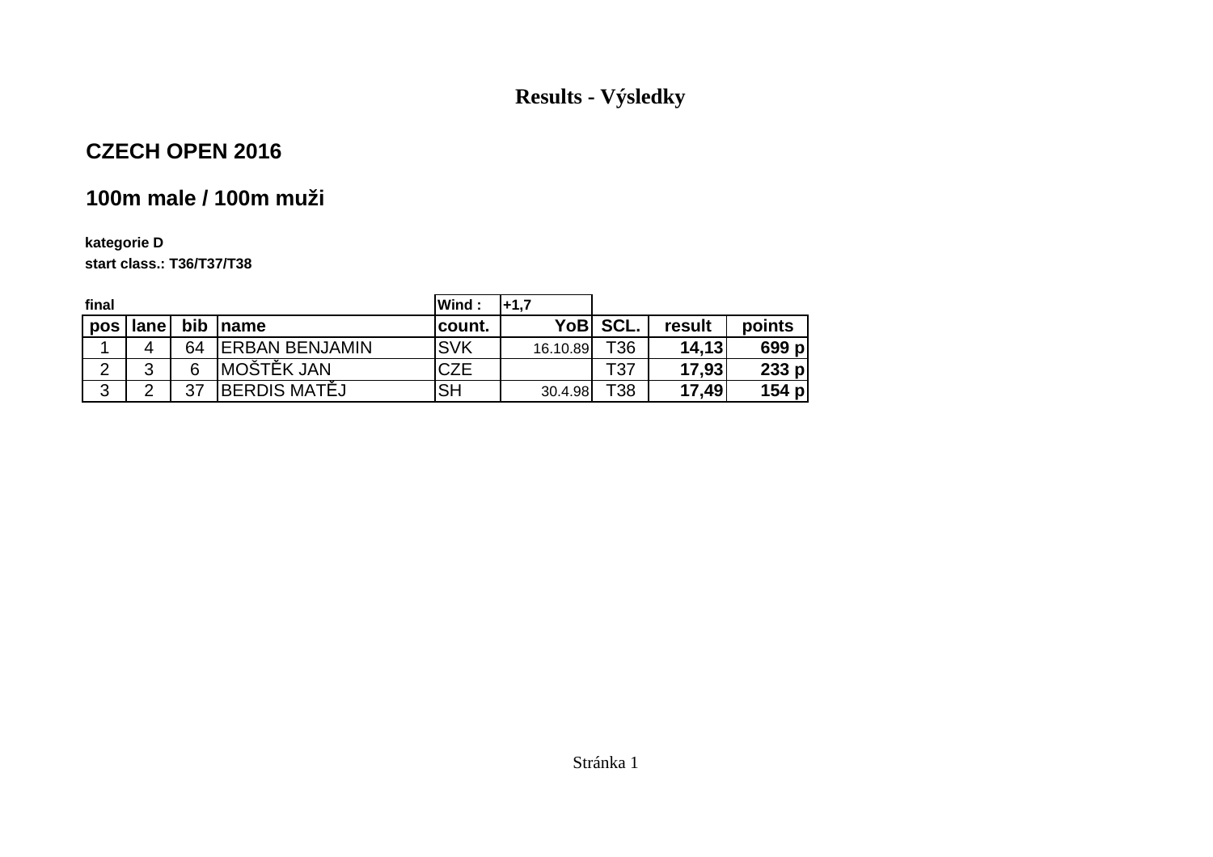# Results - Výsledky

## CZECH OPEN 2016

## 100m male / 100m muži

**kategorie D**

**start class.: T36/T37/T38**

**final** | **Wind :** +1,7

| pos | lane | bib | name | count. | YoB | SCL. | result | points |
|---|---|---|---|---|---|---|---|---|
| 1 | 4 | 64 | ERBAN BENJAMIN | SVK | 16.10.89 | T36 | **14,13** | **699 p** |
| 2 | 3 | 6 | MOŠTĚK JAN | CZE | | T37 | **17,93** | **233 p** |
| 3 | 2 | 37 | BERDIS MATĚJ | SH | 30.4.98 | T38 | **17,49** | **154 p** |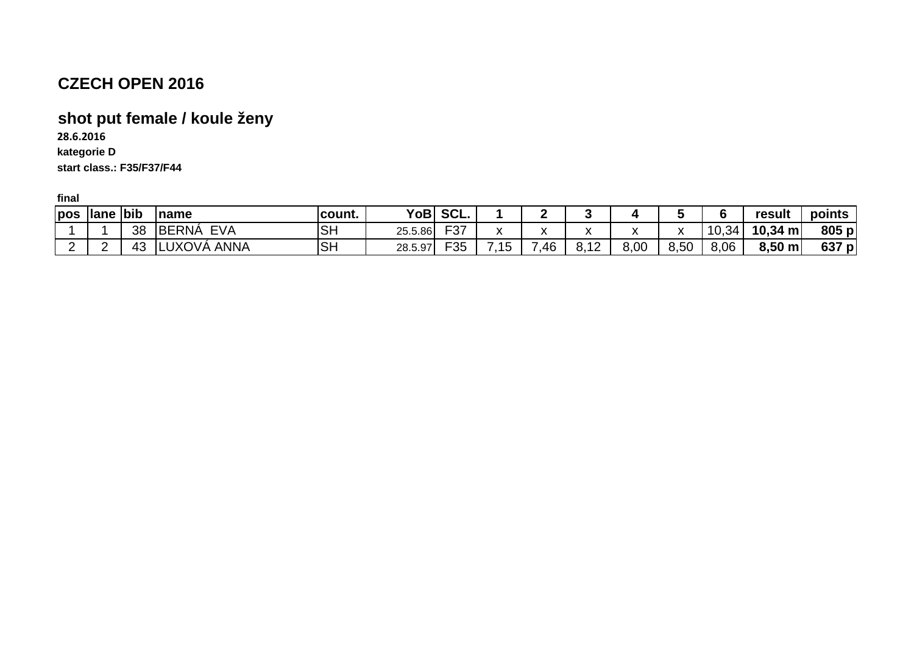# CZECH OPEN 2016

## shot put female / koule ženy

**28.6.2016**

**kategorie D**

**start class.: F35/F37/F44**

**final**

| pos | lane | bib | name | count. | YoB | SCL. | 1 | 2 | 3 | 4 | 5 | 6 | result | points |
|---|---|---|---|---|---|---|---|---|---|---|---|---|---|---|
| 1 | 1 | 38 | BERNÁ EVA | SH | 25.5.86 | F37 | x | x | x | x | x | 10,34 | **10,34 m** | **805 p** |
| 2 | 2 | 43 | LUXOVÁ ANNA | SH | 28.5.97 | F35 | 7,15 | 7,46 | 8,12 | 8,00 | 8,50 | 8,06 | **8,50 m** | **637 p** |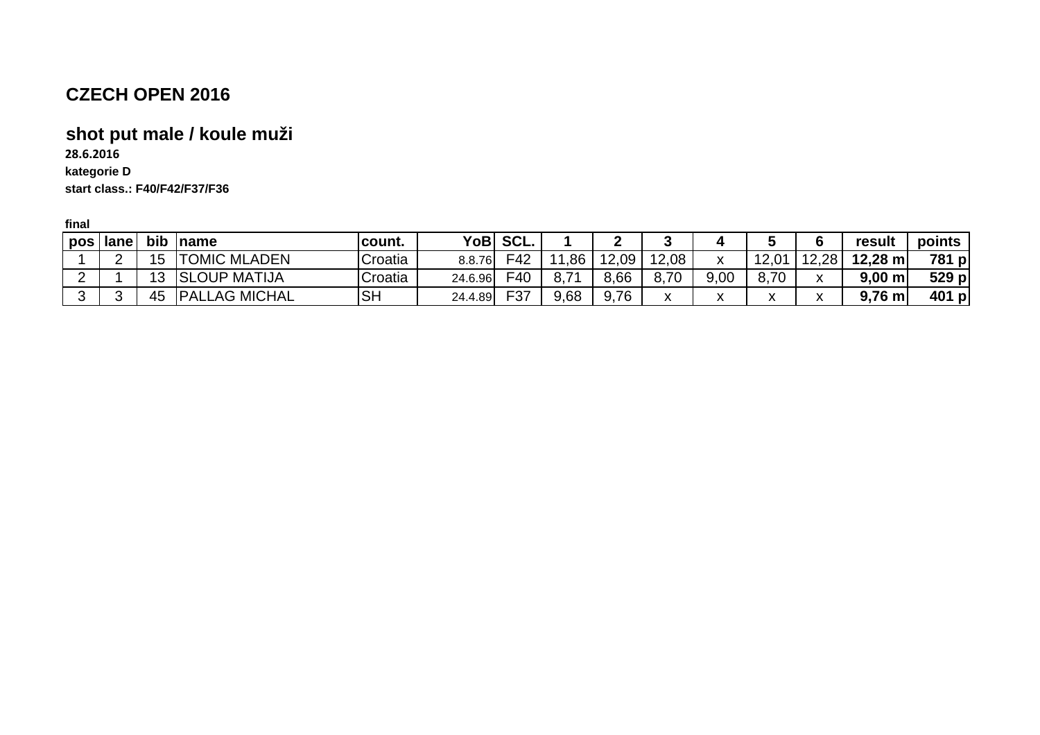# CZECH OPEN 2016

## shot put male / koule muži

**28.6.2016**

**kategorie D**

**start class.: F40/F42/F37/F36**

**final**

| pos | lane | bib | name | count. | YoB | SCL. | 1 | 2 | 3 | 4 | 5 | 6 | result | points |
|---|---|---|---|---|---|---|---|---|---|---|---|---|---|---|
| 1 | 2 | 15 | TOMIC MLADEN | Croatia | 8.8.76 | F42 | 11,86 | 12,09 | 12,08 | x | 12,01 | 12,28 | **12,28 m** | **781 p** |
| 2 | 1 | 13 | SLOUP MATIJA | Croatia | 24.6.96 | F40 | 8,71 | 8,66 | 8,70 | 9,00 | 8,70 | x | **9,00 m** | **529 p** |
| 3 | 3 | 45 | PALLAG MICHAL | SH | 24.4.89 | F37 | 9,68 | 9,76 | x | x | x | x | **9,76 m** | **401 p** |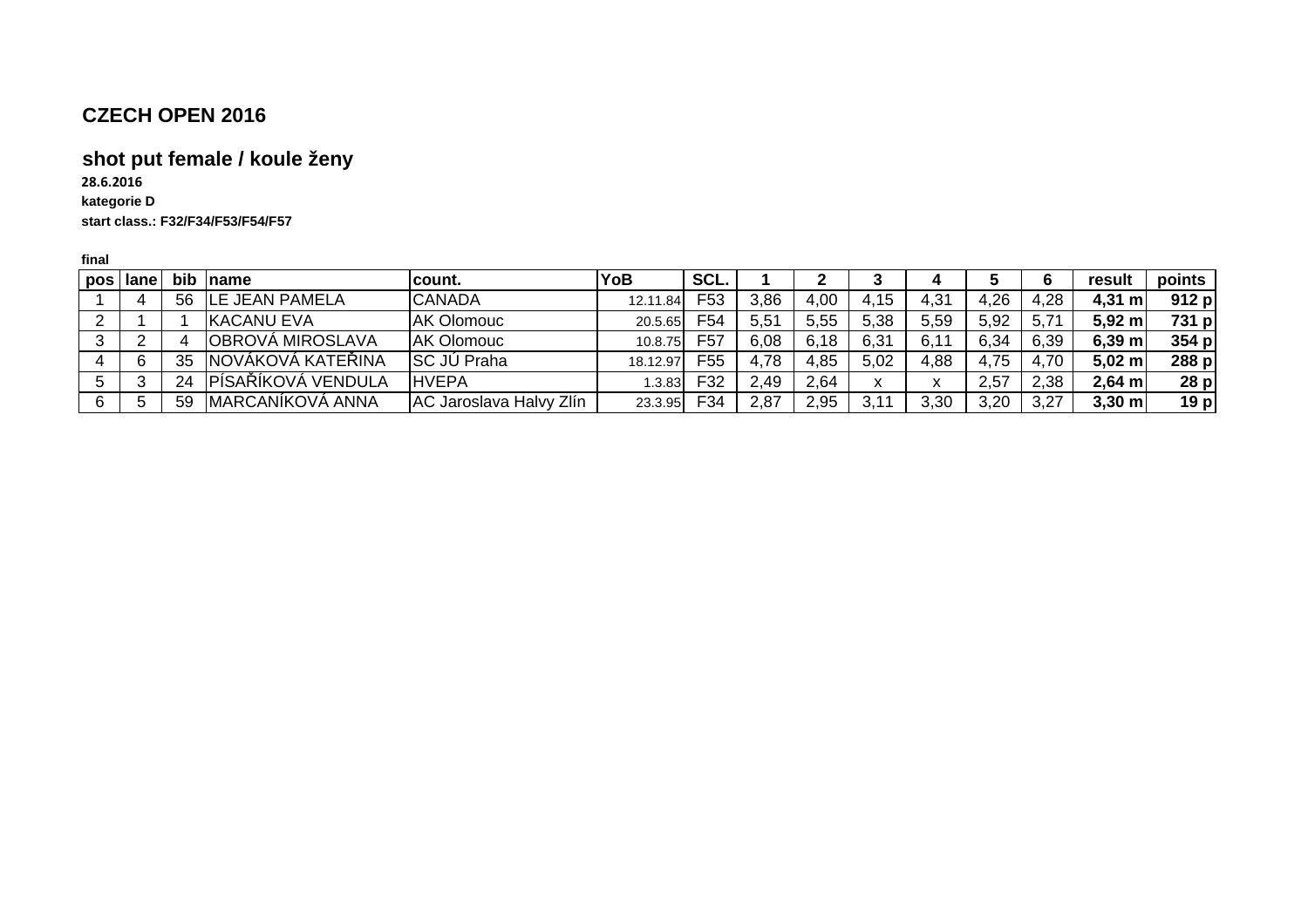## CZECH OPEN 2016

### shot put female / koule ženy

**28.6.2016**

**kategorie D**

**start class.: F32/F34/F53/F54/F57**

**final**

| pos | lane | bib | name | count. | YoB | SCL. | 1 | 2 | 3 | 4 | 5 | 6 | result | points |
|---|---|---|---|---|---|---|---|---|---|---|---|---|---|---|
| 1 | 4 | 56 | LE JEAN PAMELA | CANADA | 12.11.84 | F53 | 3,86 | 4,00 | 4,15 | 4,31 | 4,26 | 4,28 | **4,31 m** | **912 p** |
| 2 | 1 | 1 | KACANU EVA | AK Olomouc | 20.5.65 | F54 | 5,51 | 5,55 | 5,38 | 5,59 | 5,92 | 5,71 | **5,92 m** | **731 p** |
| 3 | 2 | 4 | OBROVÁ MIROSLAVA | AK Olomouc | 10.8.75 | F57 | 6,08 | 6,18 | 6,31 | 6,11 | 6,34 | 6,39 | **6,39 m** | **354 p** |
| 4 | 6 | 35 | NOVÁKOVÁ KATEŘINA | SC JÚ Praha | 18.12.97 | F55 | 4,78 | 4,85 | 5,02 | 4,88 | 4,75 | 4,70 | **5,02 m** | **288 p** |
| 5 | 3 | 24 | PÍSAŘÍKOVÁ VENDULA | HVEPA | 1.3.83 | F32 | 2,49 | 2,64 | x | x | 2,57 | 2,38 | **2,64 m** | **28 p** |
| 6 | 5 | 59 | MARCANÍKOVÁ ANNA | AC Jaroslava Halvy Zlín | 23.3.95 | F34 | 2,87 | 2,95 | 3,11 | 3,30 | 3,20 | 3,27 | **3,30 m** | **19 p** |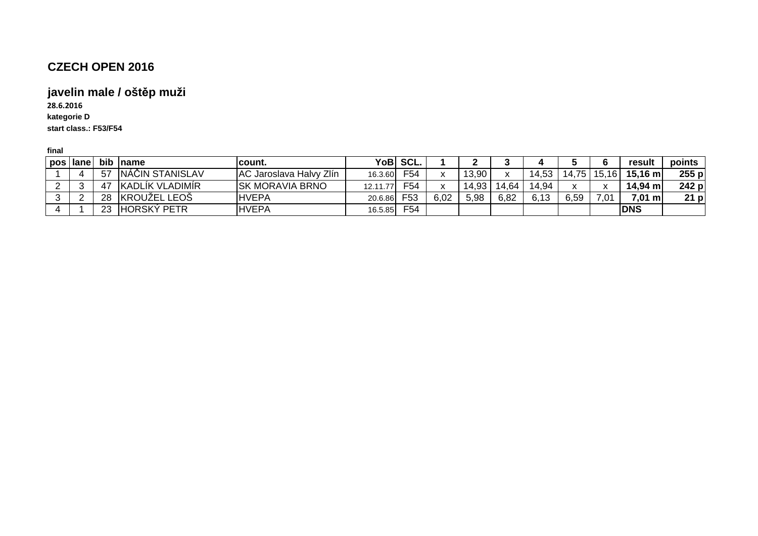## CZECH OPEN 2016

### javelin male / oštěp muži

**28.6.2016**

**kategorie D**

**start class.: F53/F54**

**final**

| pos | lane | bib | name | count. | YoB | SCL. | 1 | 2 | 3 | 4 | 5 | 6 | result | points |
|---|---|---|---|---|---|---|---|---|---|---|---|---|---|---|
| 1 | 4 | 57 | NÁČIN STANISLAV | AC Jaroslava Halvy Zlín | 16.3.60 | F54 | x | 13,90 | x | 14,53 | 14,75 | 15,16 | **15,16 m** | **255 p** |
| 2 | 3 | 47 | KADLÍK VLADIMÍR | SK MORAVIA BRNO | 12.11.77 | F54 | x | 14,93 | 14,64 | 14,94 | x | x | **14,94 m** | **242 p** |
| 3 | 2 | 28 | KROUŽEL LEOŠ | HVEPA | 20.6.86 | F53 | 6,02 | 5,98 | 6,82 | 6,13 | 6,59 | 7,01 | **7,01 m** | **21 p** |
| 4 | 1 | 23 | HORSKÝ PETR | HVEPA | 16.5.85 | F54 | | | | | | | **DNS** | |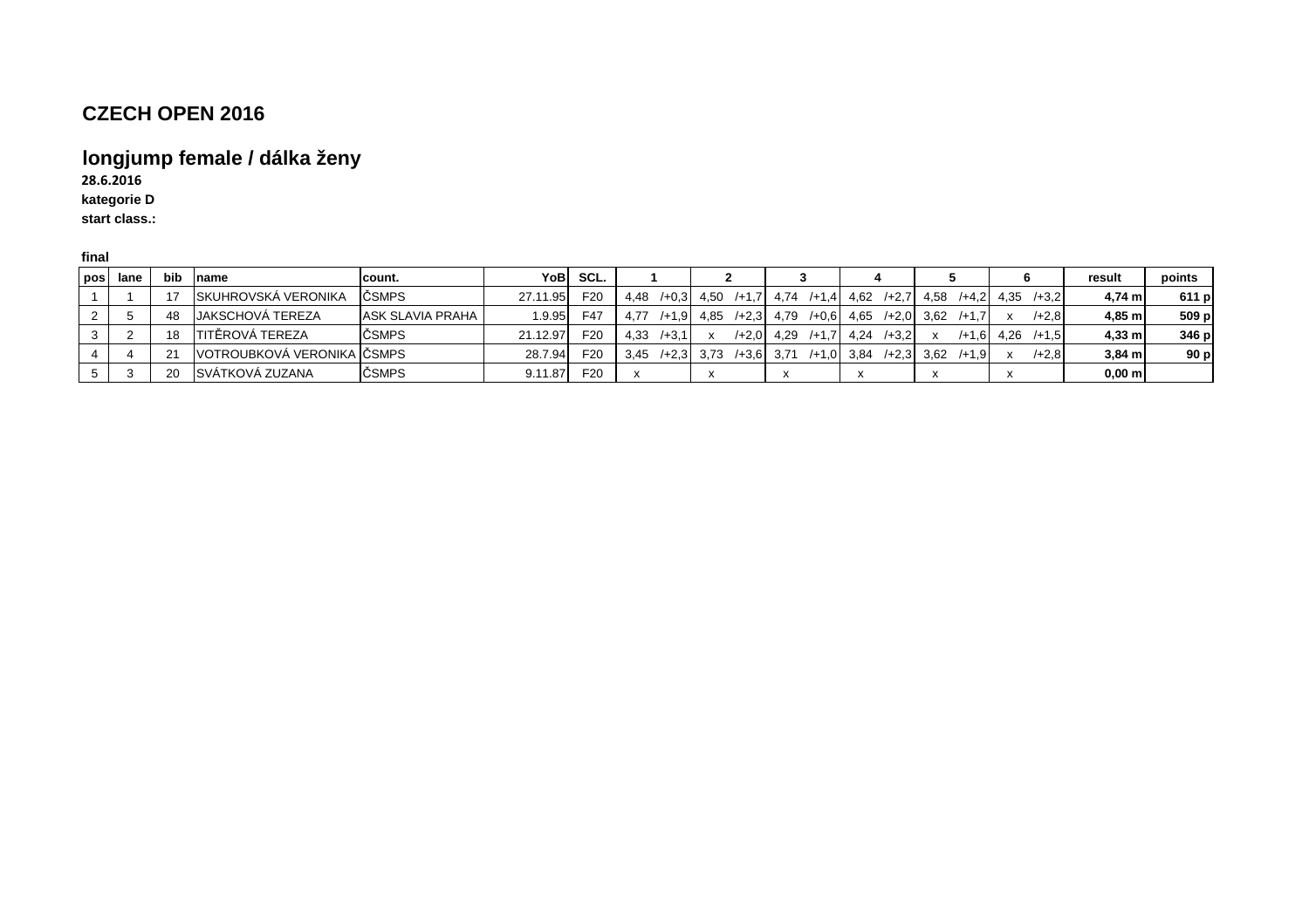## CZECH OPEN 2016

## longjump female / dálka ženy

**28.6.2016**

**kategorie D**

**start class.:**

**final**

| pos | lane | bib | name | count. | YoB | SCL. | 1 | | 2 | | 3 | | 4 | | 5 | | 6 | | result | points |
|---|---|---|---|---|---|---|---|---|---|---|---|---|---|---|---|---|---|---|---|---|
| 1 | 1 | 17 | SKUHROVSKÁ VERONIKA | ČSMPS | 27.11.95 | F20 | 4,48 | /+0,3 | 4,50 | /+1,7 | 4,74 | /+1,4 | 4,62 | /+2,7 | 4,58 | /+4,2 | 4,35 | /+3,2 | **4,74 m** | **611 p** |
| 2 | 5 | 48 | JAKSCHOVÁ TEREZA | ASK SLAVIA PRAHA | 1.9.95 | F47 | 4,77 | /+1,9 | 4,85 | /+2,3 | 4,79 | /+0,6 | 4,65 | /+2,0 | 3,62 | /+1,7 | x | /+2,8 | **4,85 m** | **509 p** |
| 3 | 2 | 18 | TITĚROVÁ TEREZA | ČSMPS | 21.12.97 | F20 | 4,33 | /+3,1 | x | /+2,0 | 4,29 | /+1,7 | 4,24 | /+3,2 | x | /+1,6 | 4,26 | /+1,5 | **4,33 m** | **346 p** |
| 4 | 4 | 21 | VOTROUBKOVÁ VERONIKA | ČSMPS | 28.7.94 | F20 | 3,45 | /+2,3 | 3,73 | /+3,6 | 3,71 | /+1,0 | 3,84 | /+2,3 | 3,62 | /+1,9 | x | /+2,8 | **3,84 m** | **90 p** |
| 5 | 3 | 20 | SVÁTKOVÁ ZUZANA | ČSMPS | 9.11.87 | F20 | x | | x | | x | | x | | x | | x | | **0,00 m** | |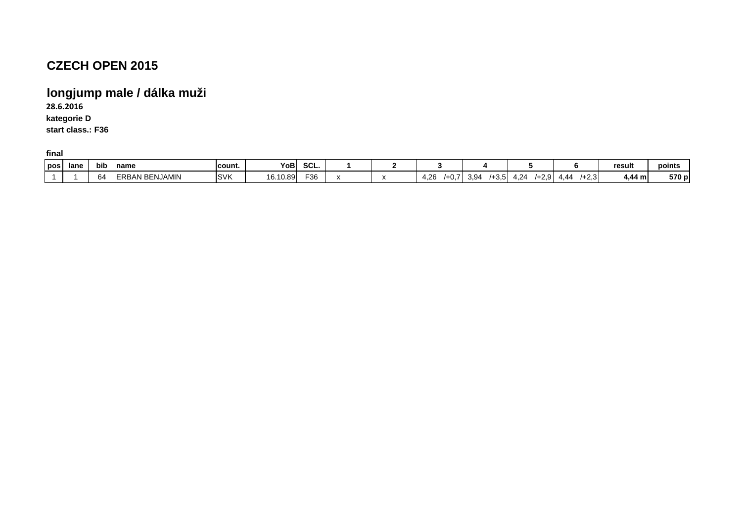# CZECH OPEN 2015

## longjump male / dálka muži

**28.6.2016**

**kategorie D**

**start class.: F36**

**final**

| pos | lane | bib | name | count. | YoB | SCL. | 1 | 2 | 3 | 4 | 5 | 6 | result | points |
|---|---|---|---|---|---|---|---|---|---|---|---|---|---|---|
| 1 | 1 | 64 | ERBAN BENJAMIN | SVK | 16.10.89 | F36 | x | x | 4,26 /+0,7 | 3,94 /+3,5 | 4,24 /+2,9 | 4,44 /+2,3 | **4,44 m** | **570 p** |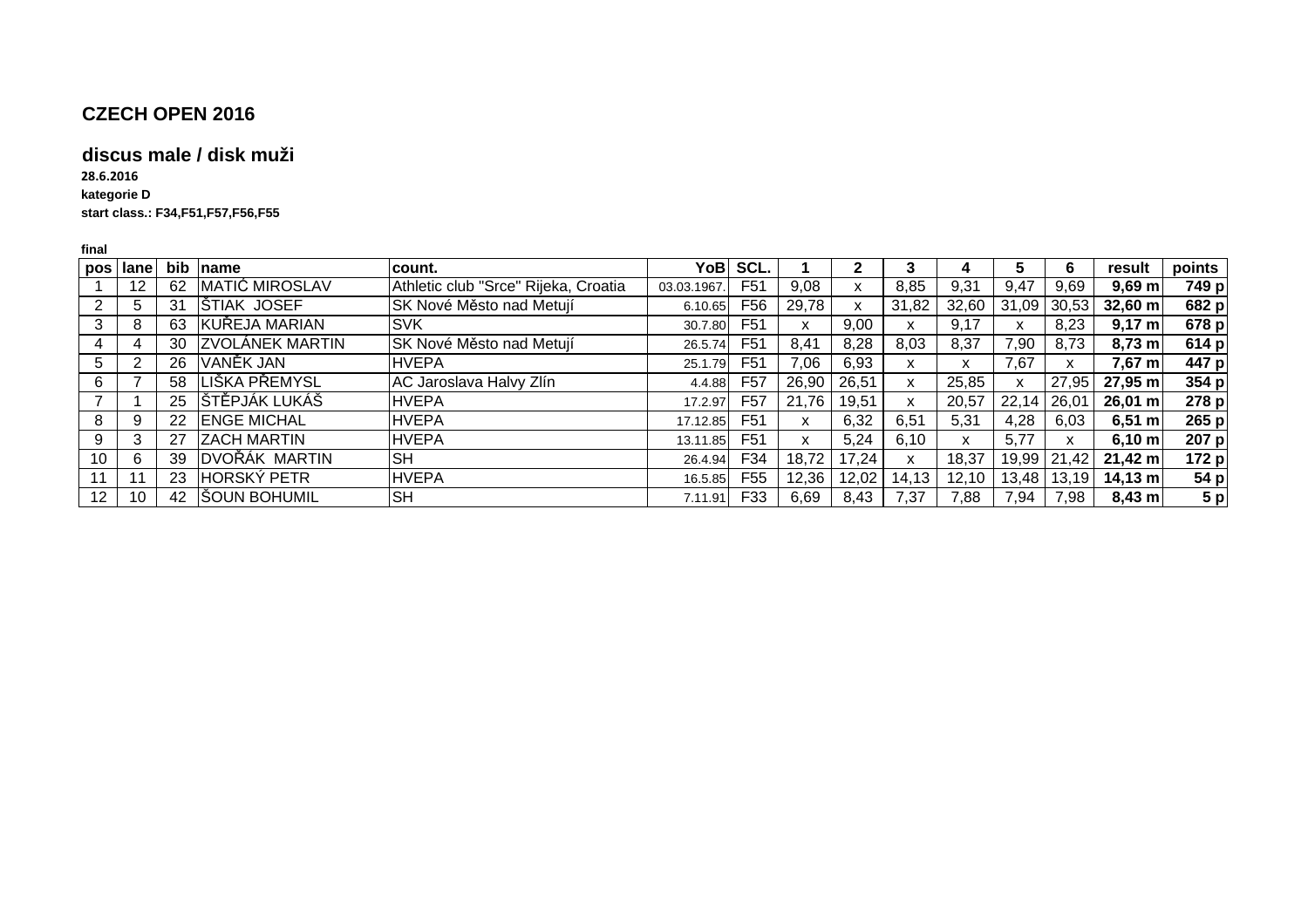## CZECH OPEN 2016

### discus male / disk muži

**28.6.2016**

**kategorie D**

**start class.: F34,F51,F57,F56,F55**

**final**

| pos | lane | bib | name | count. | YoB | SCL. | 1 | 2 | 3 | 4 | 5 | 6 | result | points |
|---|---|---|---|---|---|---|---|---|---|---|---|---|---|---|
| 1 | 12 | 62 | MATIĆ MIROSLAV | Athletic club "Srce" Rijeka, Croatia | 03.03.1967. | F51 | 9,08 | x | 8,85 | 9,31 | 9,47 | 9,69 | **9,69 m** | **749 p** |
| 2 | 5 | 31 | ŠTIAK JOSEF | SK Nové Město nad Metují | 6.10.65 | F56 | 29,78 | x | 31,82 | 32,60 | 31,09 | 30,53 | **32,60 m** | **682 p** |
| 3 | 8 | 63 | KUŘEJA MARIAN | SVK | 30.7.80 | F51 | x | 9,00 | x | 9,17 | x | 8,23 | **9,17 m** | **678 p** |
| 4 | 4 | 30 | ZVOLÁNEK MARTIN | SK Nové Město nad Metují | 26.5.74 | F51 | 8,41 | 8,28 | 8,03 | 8,37 | 7,90 | 8,73 | **8,73 m** | **614 p** |
| 5 | 2 | 26 | VANĚK JAN | HVEPA | 25.1.79 | F51 | 7,06 | 6,93 | x | x | 7,67 | x | **7,67 m** | **447 p** |
| 6 | 7 | 58 | LIŠKA PŘEMYSL | AC Jaroslava Halvy Zlín | 4.4.88 | F57 | 26,90 | 26,51 | x | 25,85 | x | 27,95 | **27,95 m** | **354 p** |
| 7 | 1 | 25 | ŠTĚPJÁK LUKÁŠ | HVEPA | 17.2.97 | F57 | 21,76 | 19,51 | x | 20,57 | 22,14 | 26,01 | **26,01 m** | **278 p** |
| 8 | 9 | 22 | ENGE MICHAL | HVEPA | 17.12.85 | F51 | x | 6,32 | 6,51 | 5,31 | 4,28 | 6,03 | **6,51 m** | **265 p** |
| 9 | 3 | 27 | ZACH MARTIN | HVEPA | 13.11.85 | F51 | x | 5,24 | 6,10 | x | 5,77 | x | **6,10 m** | **207 p** |
| 10 | 6 | 39 | DVOŘÁK MARTIN | SH | 26.4.94 | F34 | 18,72 | 17,24 | x | 18,37 | 19,99 | 21,42 | **21,42 m** | **172 p** |
| 11 | 11 | 23 | HORSKÝ PETR | HVEPA | 16.5.85 | F55 | 12,36 | 12,02 | 14,13 | 12,10 | 13,48 | 13,19 | **14,13 m** | **54 p** |
| 12 | 10 | 42 | ŠOUN BOHUMIL | SH | 7.11.91 | F33 | 6,69 | 8,43 | 7,37 | 7,88 | 7,94 | 7,98 | **8,43 m** | **5 p** |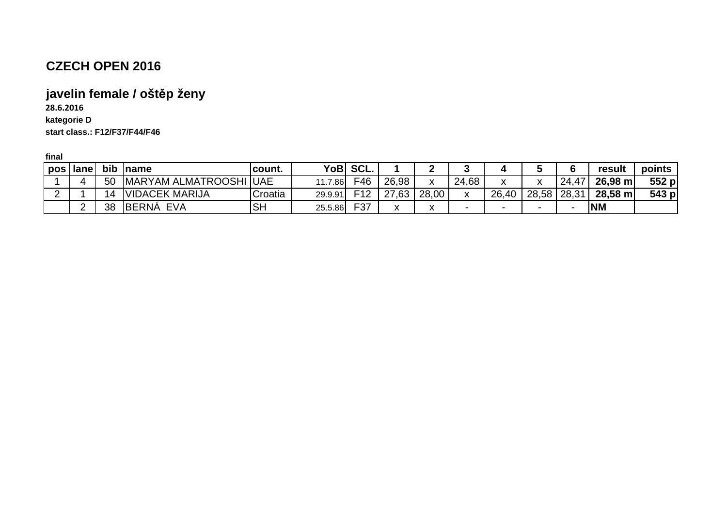# CZECH OPEN 2016

## javelin female / oštěp ženy

**28.6.2016**

**kategorie D**

**start class.: F12/F37/F44/F46**

**final**

| pos | lane | bib | name | count. | YoB | SCL. | 1 | 2 | 3 | 4 | 5 | 6 | result | points |
|---|---|---|---|---|---|---|---|---|---|---|---|---|---|---|
| 1 | 4 | 50 | MARYAM ALMATROOSHI | UAE | 11.7.86 | F46 | 26,98 | x | 24,68 | x | x | 24,47 | **26,98 m** | **552 p** |
| 2 | 1 | 14 | VIDACEK MARIJA | Croatia | 29.9.91 | F12 | 27,63 | 28,00 | x | 26,40 | 28,58 | 28,31 | **28,58 m** | **543 p** |
| | 2 | 38 | BERNÁ EVA | SH | 25.5.86 | F37 | x | x | - | - | - | - | **NM** | |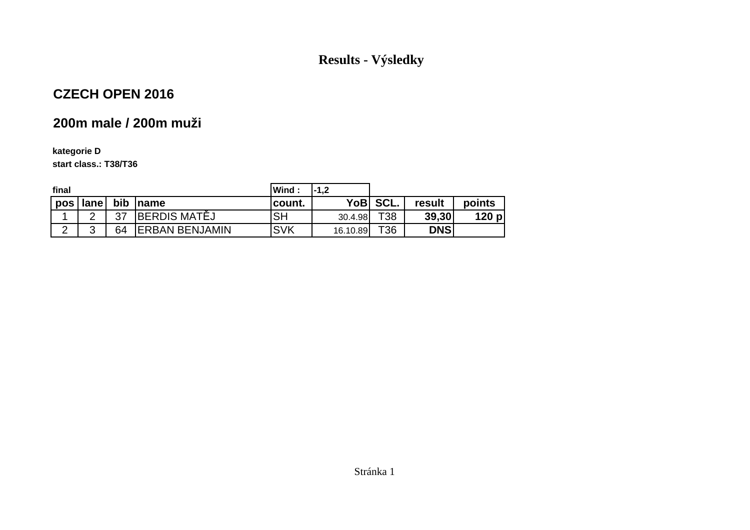# Results - Výsledky

## CZECH OPEN 2016

## 200m male / 200m muži

**kategorie D**

**start class.: T38/T36**

**final** | **Wind :** -1,2

| pos | lane | bib | name | count. | YoB | SCL. | result | points |
|---|---|---|---|---|---|---|---|---|
| 1 | 2 | 37 | BERDIS MATĚJ | SH | 30.4.98 | T38 | **39,30** | **120 p** |
| 2 | 3 | 64 | ERBAN BENJAMIN | SVK | 16.10.89 | T36 | **DNS** | |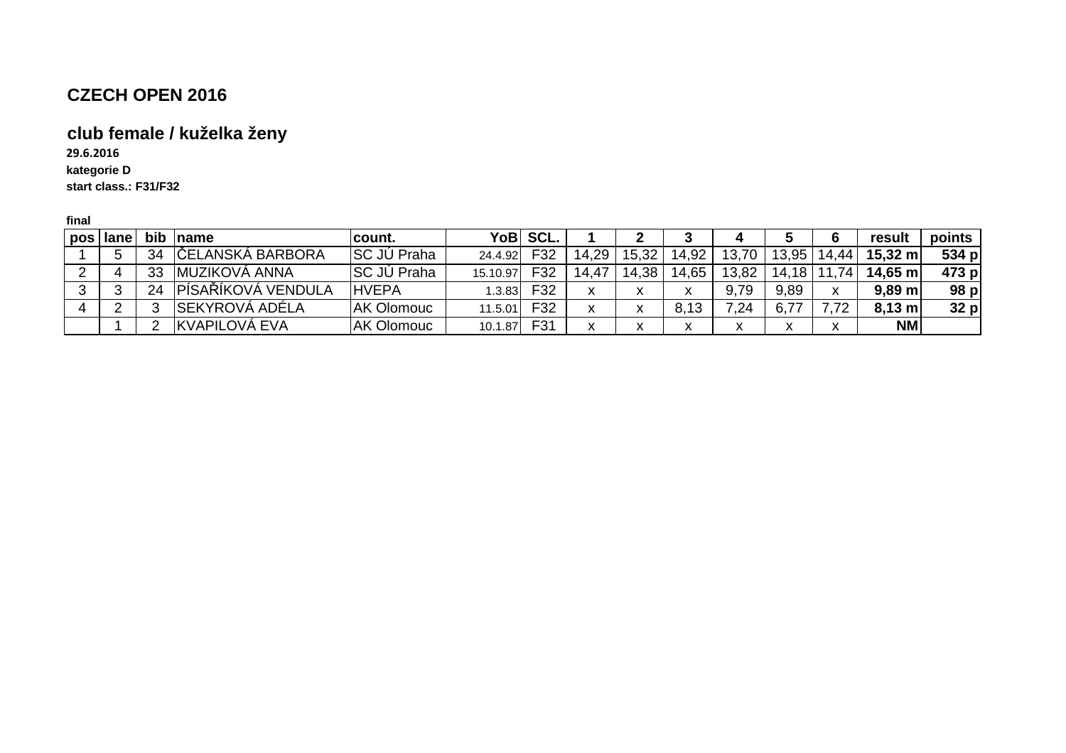## CZECH OPEN 2016

### club female / kuželka ženy

**29.6.2016**

**kategorie D**

**start class.: F31/F32**

**final**

| pos | lane | bib | name | count. | YoB | SCL. | 1 | 2 | 3 | 4 | 5 | 6 | result | points |
|---|---|---|---|---|---|---|---|---|---|---|---|---|---|---|
| 1 | 5 | 34 | ČELANSKÁ BARBORA | SC JÚ Praha | 24.4.92 | F32 | 14,29 | 15,32 | 14,92 | 13,70 | 13,95 | 14,44 | **15,32 m** | **534 p** |
| 2 | 4 | 33 | MUZIKOVÁ ANNA | SC JÚ Praha | 15.10.97 | F32 | 14,47 | 14,38 | 14,65 | 13,82 | 14,18 | 11,74 | **14,65 m** | **473 p** |
| 3 | 3 | 24 | PÍSAŘÍKOVÁ VENDULA | HVEPA | 1.3.83 | F32 | x | x | x | 9,79 | 9,89 | x | **9,89 m** | **98 p** |
| 4 | 2 | 3 | SEKYROVÁ ADÉLA | AK Olomouc | 11.5.01 | F32 | x | x | 8,13 | 7,24 | 6,77 | 7,72 | **8,13 m** | **32 p** |
| | 1 | 2 | KVAPILOVÁ EVA | AK Olomouc | 10.1.87 | F31 | x | x | x | x | x | x | **NM** | |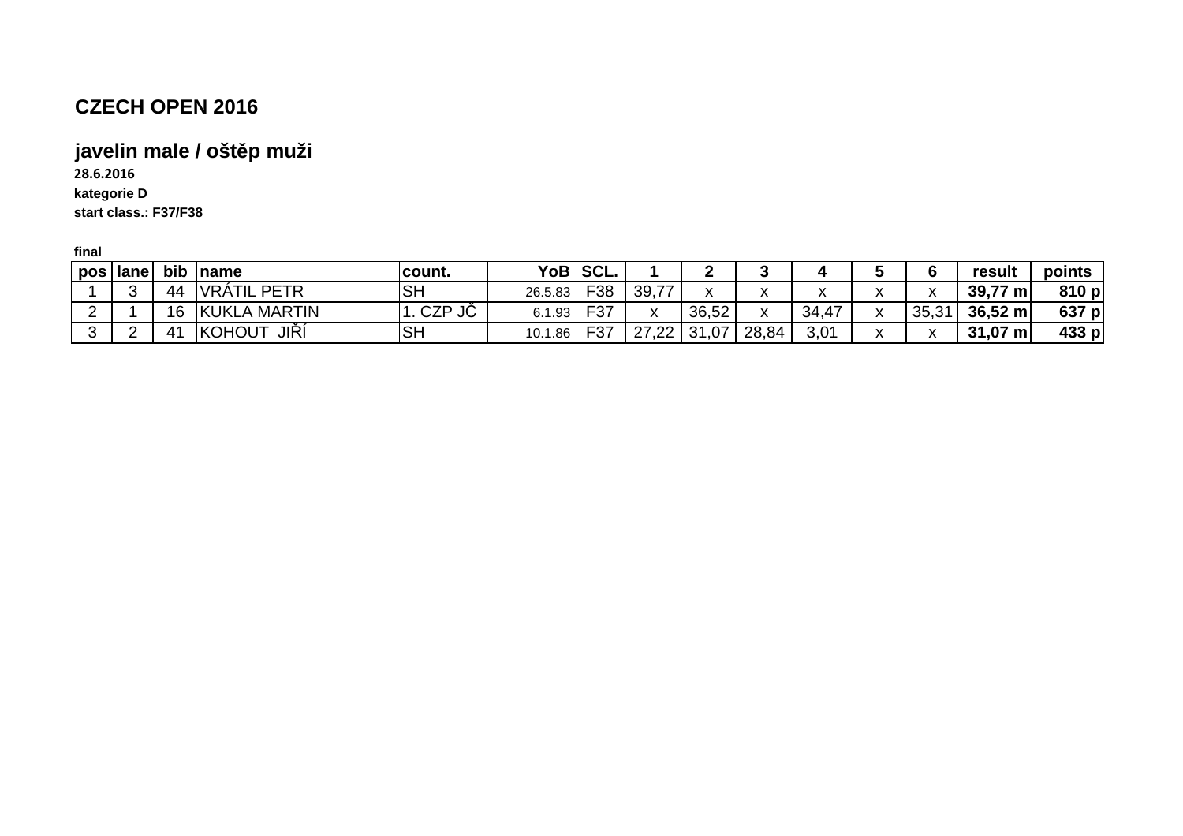# CZECH OPEN 2016

## javelin male / oštěp muži

**28.6.2016**

**kategorie D**

**start class.: F37/F38**

**final**

| pos | lane | bib | name | count. | YoB | SCL. | 1 | 2 | 3 | 4 | 5 | 6 | result | points |
|---|---|---|---|---|---|---|---|---|---|---|---|---|---|---|
| 1 | 3 | 44 | VRÁTIL PETR | SH | 26.5.83 | F38 | 39,77 | x | x | x | x | x | **39,77 m** | **810 p** |
| 2 | 1 | 16 | KUKLA MARTIN | 1. CZP JČ | 6.1.93 | F37 | x | 36,52 | x | 34,47 | x | 35,31 | **36,52 m** | **637 p** |
| 3 | 2 | 41 | KOHOUT JIŘÍ | SH | 10.1.86 | F37 | 27,22 | 31,07 | 28,84 | 3,01 | x | x | **31,07 m** | **433 p** |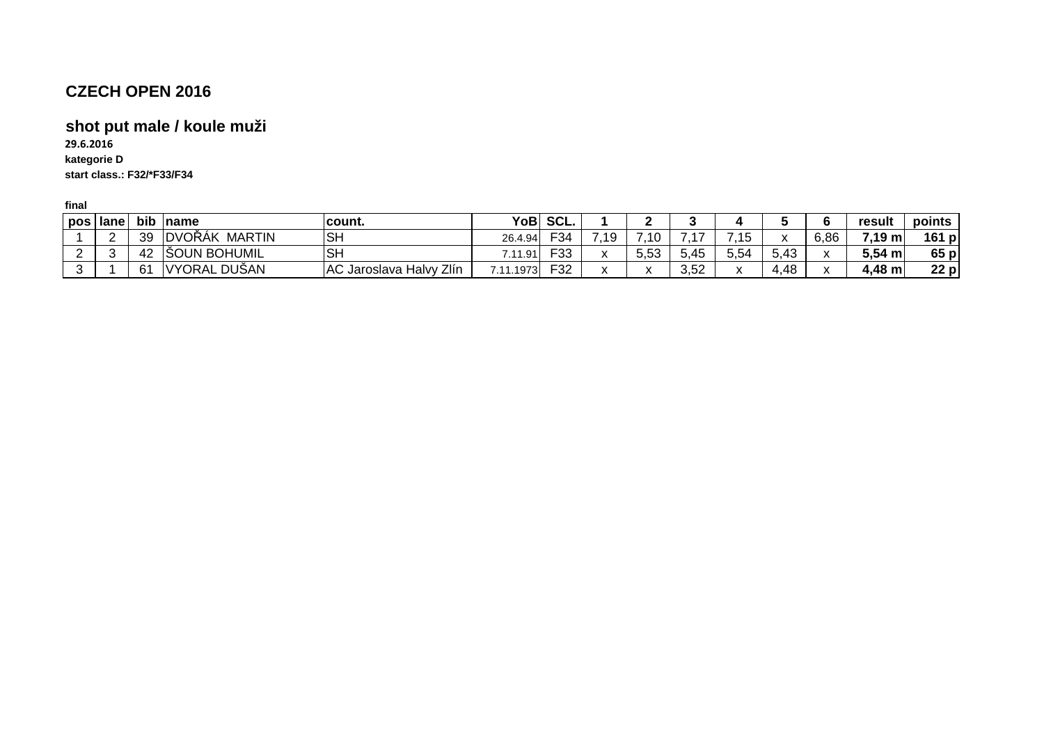## CZECH OPEN 2016

### shot put male / koule muži

**29.6.2016**

**kategorie D**

**start class.: F32/*F33/F34**

**final**

| pos | lane | bib | name | count. | YoB | SCL. | 1 | 2 | 3 | 4 | 5 | 6 | result | points |
|---|---|---|---|---|---|---|---|---|---|---|---|---|---|---|
| 1 | 2 | 39 | DVOŘÁK MARTIN | SH | 26.4.94 | F34 | 7,19 | 7,10 | 7,17 | 7,15 | x | 6,86 | **7,19 m** | **161 p** |
| 2 | 3 | 42 | ŠOUN BOHUMIL | SH | 7.11.91 | F33 | x | 5,53 | 5,45 | 5,54 | 5,43 | x | **5,54 m** | **65 p** |
| 3 | 1 | 61 | VYORAL DUŠAN | AC Jaroslava Halvy Zlín | 7.11.1973 | F32 | x | x | 3,52 | x | 4,48 | x | **4,48 m** | **22 p** |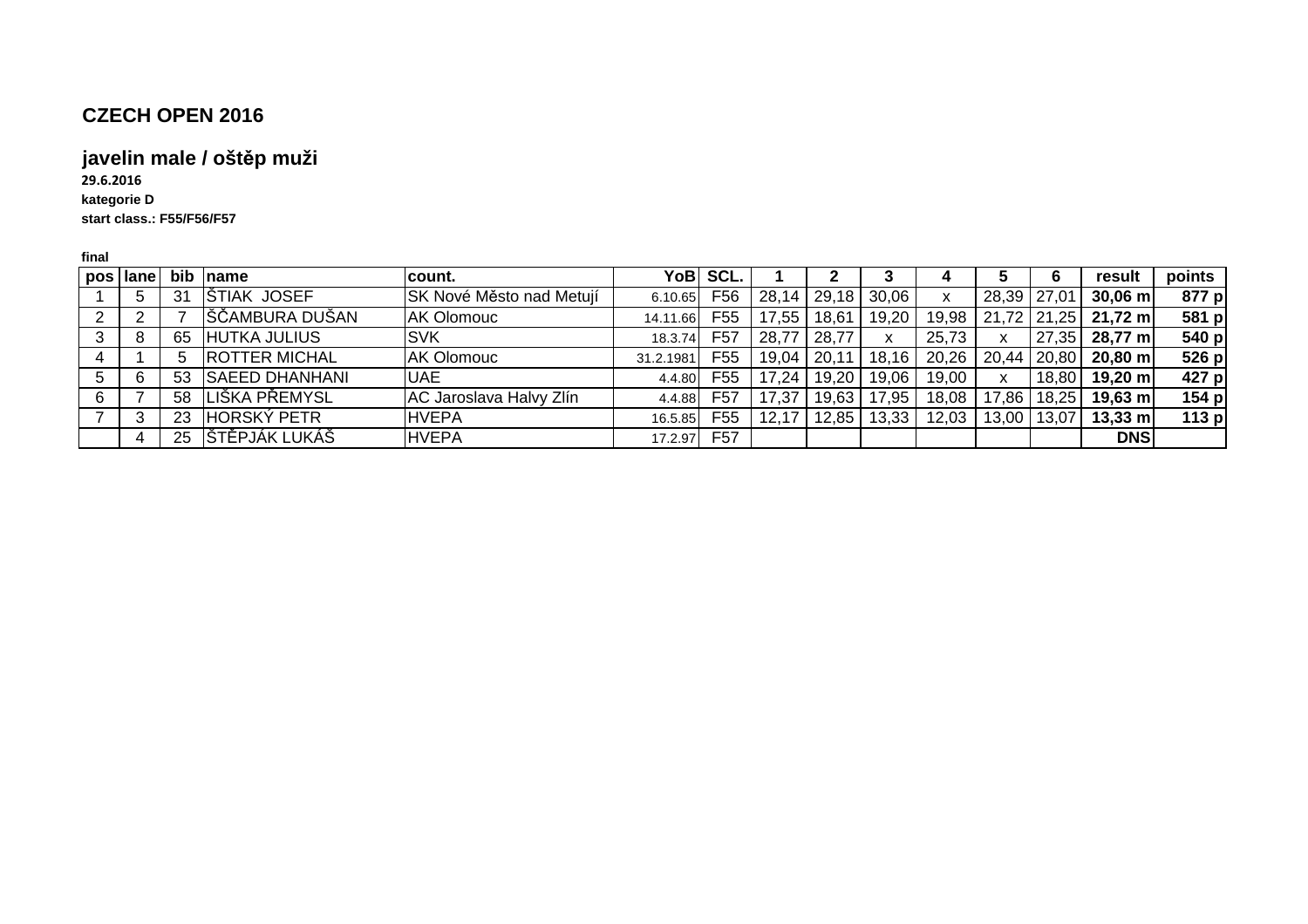## CZECH OPEN 2016

### javelin male / oštěp muži

**29.6.2016**

**kategorie D**

**start class.: F55/F56/F57**

**final**

| pos | lane | bib | name | count. | YoB | SCL. | 1 | 2 | 3 | 4 | 5 | 6 | result | points |
|---|---|---|---|---|---|---|---|---|---|---|---|---|---|---|
| 1 | 5 | 31 | ŠTIAK JOSEF | SK Nové Město nad Metují | 6.10.65 | F56 | 28,14 | 29,18 | 30,06 | x | 28,39 | 27,01 | **30,06 m** | **877 p** |
| 2 | 2 | 7 | ŠČAMBURA DUŠAN | AK Olomouc | 14.11.66 | F55 | 17,55 | 18,61 | 19,20 | 19,98 | 21,72 | 21,25 | **21,72 m** | **581 p** |
| 3 | 8 | 65 | HUTKA JULIUS | SVK | 18.3.74 | F57 | 28,77 | 28,77 | x | 25,73 | x | 27,35 | **28,77 m** | **540 p** |
| 4 | 1 | 5 | ROTTER MICHAL | AK Olomouc | 31.2.1981 | F55 | 19,04 | 20,11 | 18,16 | 20,26 | 20,44 | 20,80 | **20,80 m** | **526 p** |
| 5 | 6 | 53 | SAEED DHANHANI | UAE | 4.4.80 | F55 | 17,24 | 19,20 | 19,06 | 19,00 | x | 18,80 | **19,20 m** | **427 p** |
| 6 | 7 | 58 | LIŠKA PŘEMYSL | AC Jaroslava Halvy Zlín | 4.4.88 | F57 | 17,37 | 19,63 | 17,95 | 18,08 | 17,86 | 18,25 | **19,63 m** | **154 p** |
| 7 | 3 | 23 | HORSKÝ PETR | HVEPA | 16.5.85 | F55 | 12,17 | 12,85 | 13,33 | 12,03 | 13,00 | 13,07 | **13,33 m** | **113 p** |
|  | 4 | 25 | ŠTĚPJÁK LUKÁŠ | HVEPA | 17.2.97 | F57 |  |  |  |  |  |  | **DNS** |  |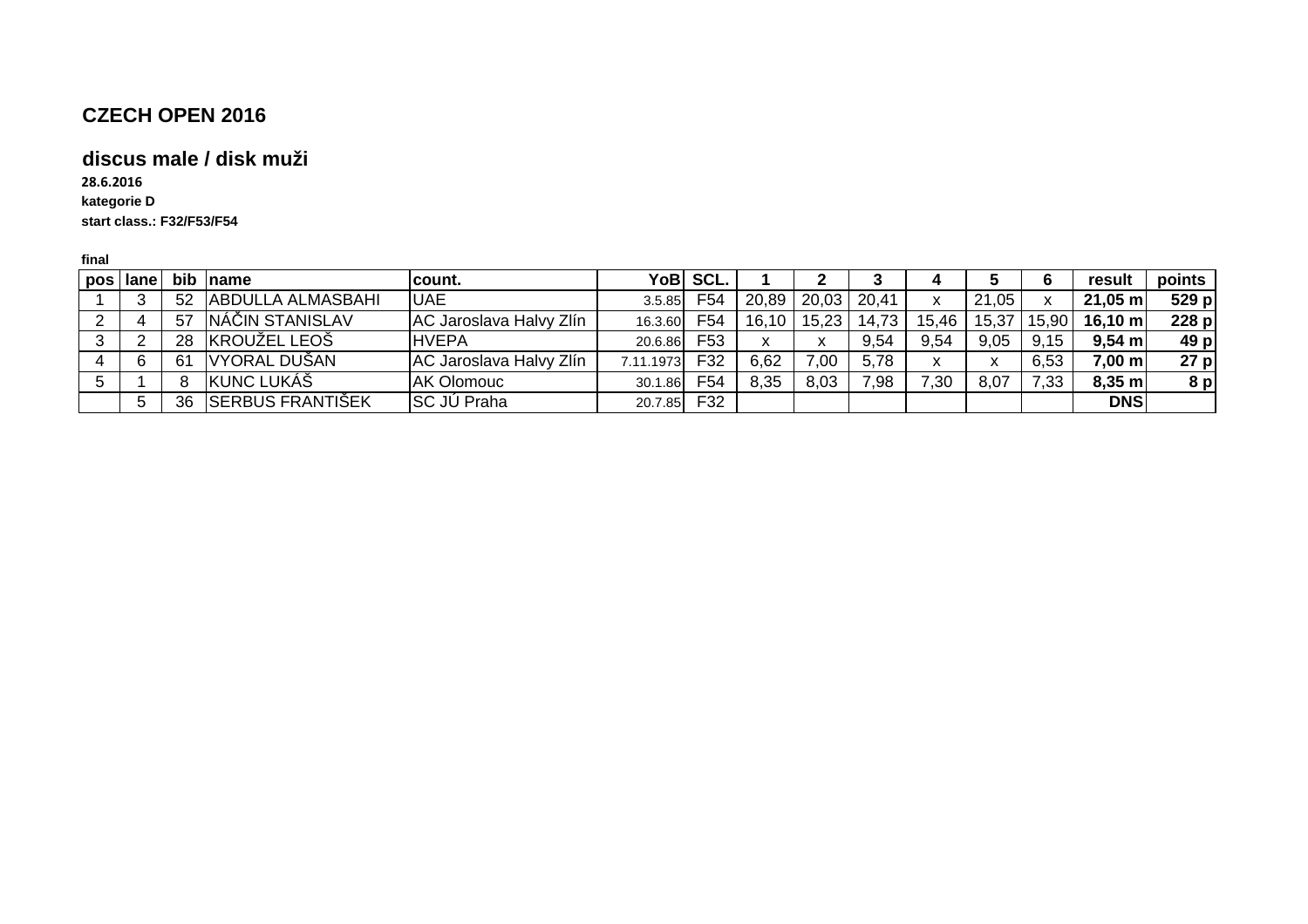## CZECH OPEN 2016

### discus male / disk muži

**28.6.2016**

**kategorie D**

**start class.: F32/F53/F54**

**final**

| pos | lane | bib | name | count. | YoB | SCL. | 1 | 2 | 3 | 4 | 5 | 6 | result | points |
|---|---|---|---|---|---|---|---|---|---|---|---|---|---|---|
| 1 | 3 | 52 | ABDULLA ALMASBAHI | UAE | 3.5.85 | F54 | 20,89 | 20,03 | 20,41 | x | 21,05 | x | **21,05 m** | **529 p** |
| 2 | 4 | 57 | NÁČIN STANISLAV | AC Jaroslava Halvy Zlín | 16.3.60 | F54 | 16,10 | 15,23 | 14,73 | 15,46 | 15,37 | 15,90 | **16,10 m** | **228 p** |
| 3 | 2 | 28 | KROUŽEL LEOŠ | HVEPA | 20.6.86 | F53 | x | x | 9,54 | 9,54 | 9,05 | 9,15 | **9,54 m** | **49 p** |
| 4 | 6 | 61 | VYORAL DUŠAN | AC Jaroslava Halvy Zlín | 7.11.1973 | F32 | 6,62 | 7,00 | 5,78 | x | x | 6,53 | **7,00 m** | **27 p** |
| 5 | 1 | 8 | KUNC LUKÁŠ | AK Olomouc | 30.1.86 | F54 | 8,35 | 8,03 | 7,98 | 7,30 | 8,07 | 7,33 | **8,35 m** | **8 p** |
| | 5 | 36 | SERBUS FRANTIŠEK | SC JÚ Praha | 20.7.85 | F32 | | | | | | | **DNS** | |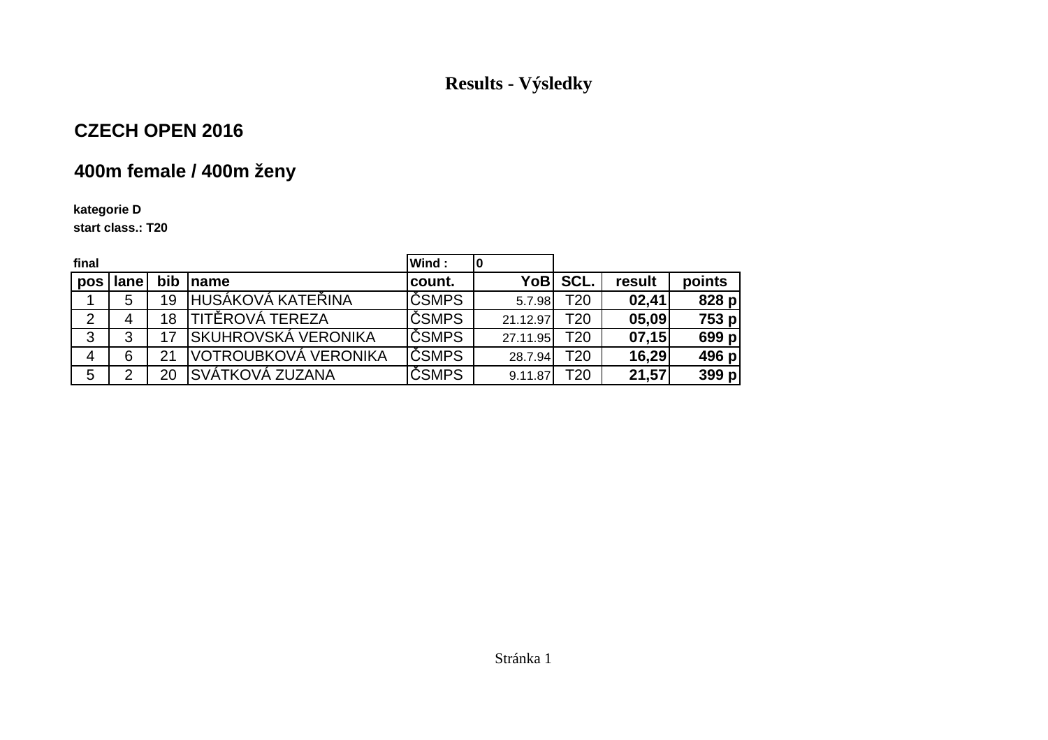# Results - Výsledky

## CZECH OPEN 2016

## 400m female / 400m ženy

**kategorie D**

**start class.: T20**

**final** | **Wind :** | **0**

| pos | lane | bib | name | count. | YoB | SCL. | result | points |
|---|---|---|---|---|---|---|---|---|
| 1 | 5 | 19 | HUSÁKOVÁ KATEŘINA | ČSMPS | 5.7.98 | T20 | **02,41** | **828 p** |
| 2 | 4 | 18 | TITĚROVÁ TEREZA | ČSMPS | 21.12.97 | T20 | **05,09** | **753 p** |
| 3 | 3 | 17 | SKUHROVSKÁ VERONIKA | ČSMPS | 27.11.95 | T20 | **07,15** | **699 p** |
| 4 | 6 | 21 | VOTROUBKOVÁ VERONIKA | ČSMPS | 28.7.94 | T20 | **16,29** | **496 p** |
| 5 | 2 | 20 | SVÁTKOVÁ ZUZANA | ČSMPS | 9.11.87 | T20 | **21,57** | **399 p** |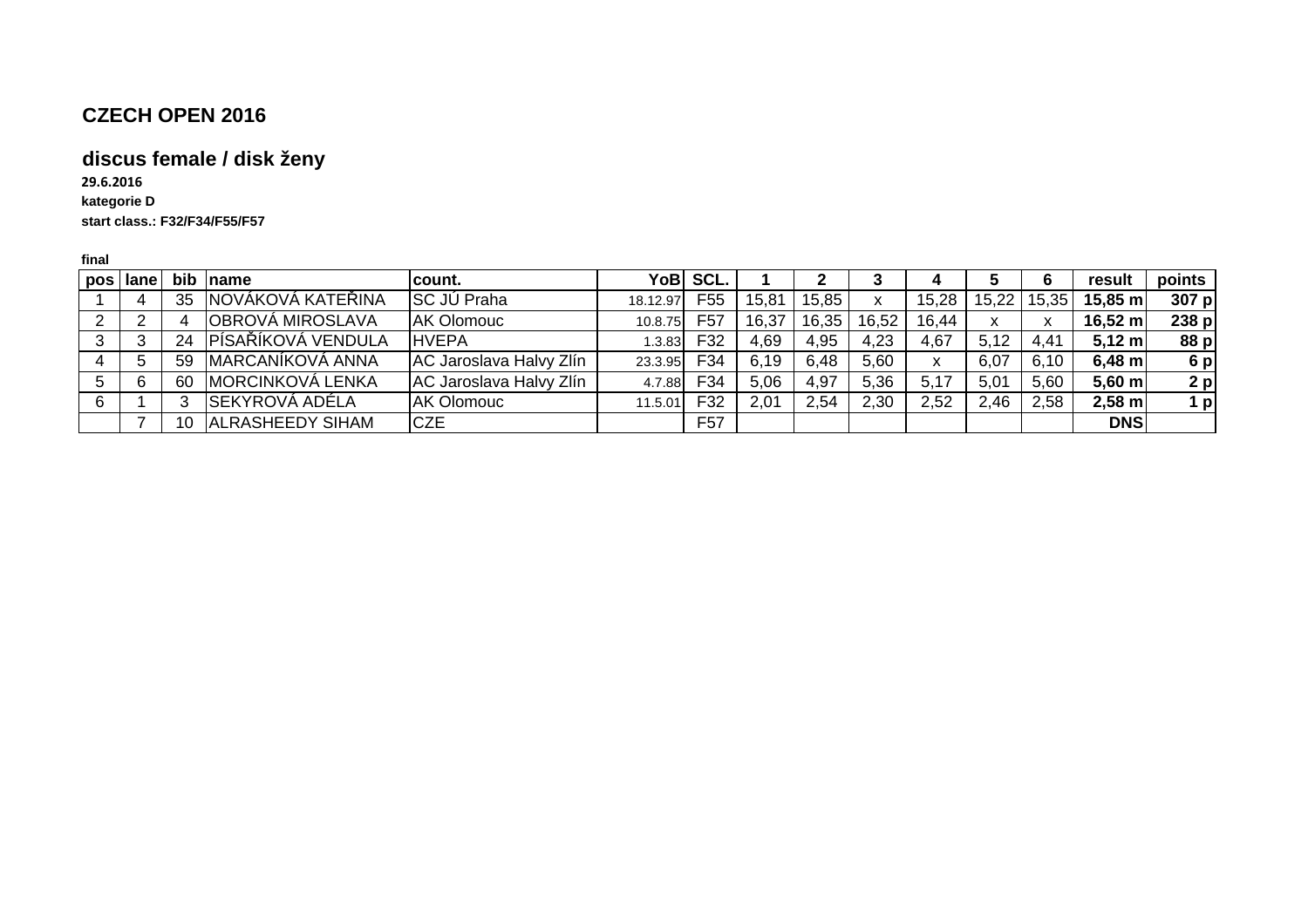## CZECH OPEN 2016

### discus female / disk ženy

**29.6.2016**

**kategorie D**

**start class.: F32/F34/F55/F57**

**final**

| pos | lane | bib | name | count. | YoB | SCL. | 1 | 2 | 3 | 4 | 5 | 6 | result | points |
|---|---|---|---|---|---|---|---|---|---|---|---|---|---|---|
| 1 | 4 | 35 | NOVÁKOVÁ KATEŘINA | SC JÚ Praha | 18.12.97 | F55 | 15,81 | 15,85 | x | 15,28 | 15,22 | 15,35 | **15,85 m** | **307 p** |
| 2 | 2 | 4 | OBROVÁ MIROSLAVA | AK Olomouc | 10.8.75 | F57 | 16,37 | 16,35 | 16,52 | 16,44 | x | x | **16,52 m** | **238 p** |
| 3 | 3 | 24 | PÍSAŘÍKOVÁ VENDULA | HVEPA | 1.3.83 | F32 | 4,69 | 4,95 | 4,23 | 4,67 | 5,12 | 4,41 | **5,12 m** | **88 p** |
| 4 | 5 | 59 | MARCANÍKOVÁ ANNA | AC Jaroslava Halvy Zlín | 23.3.95 | F34 | 6,19 | 6,48 | 5,60 | x | 6,07 | 6,10 | **6,48 m** | **6 p** |
| 5 | 6 | 60 | MORCINKOVÁ LENKA | AC Jaroslava Halvy Zlín | 4.7.88 | F34 | 5,06 | 4,97 | 5,36 | 5,17 | 5,01 | 5,60 | **5,60 m** | **2 p** |
| 6 | 1 | 3 | SEKYROVÁ ADÉLA | AK Olomouc | 11.5.01 | F32 | 2,01 | 2,54 | 2,30 | 2,52 | 2,46 | 2,58 | **2,58 m** | **1 p** |
| | 7 | 10 | ALRASHEEDY SIHAM | CZE | | F57 | | | | | | | **DNS** | |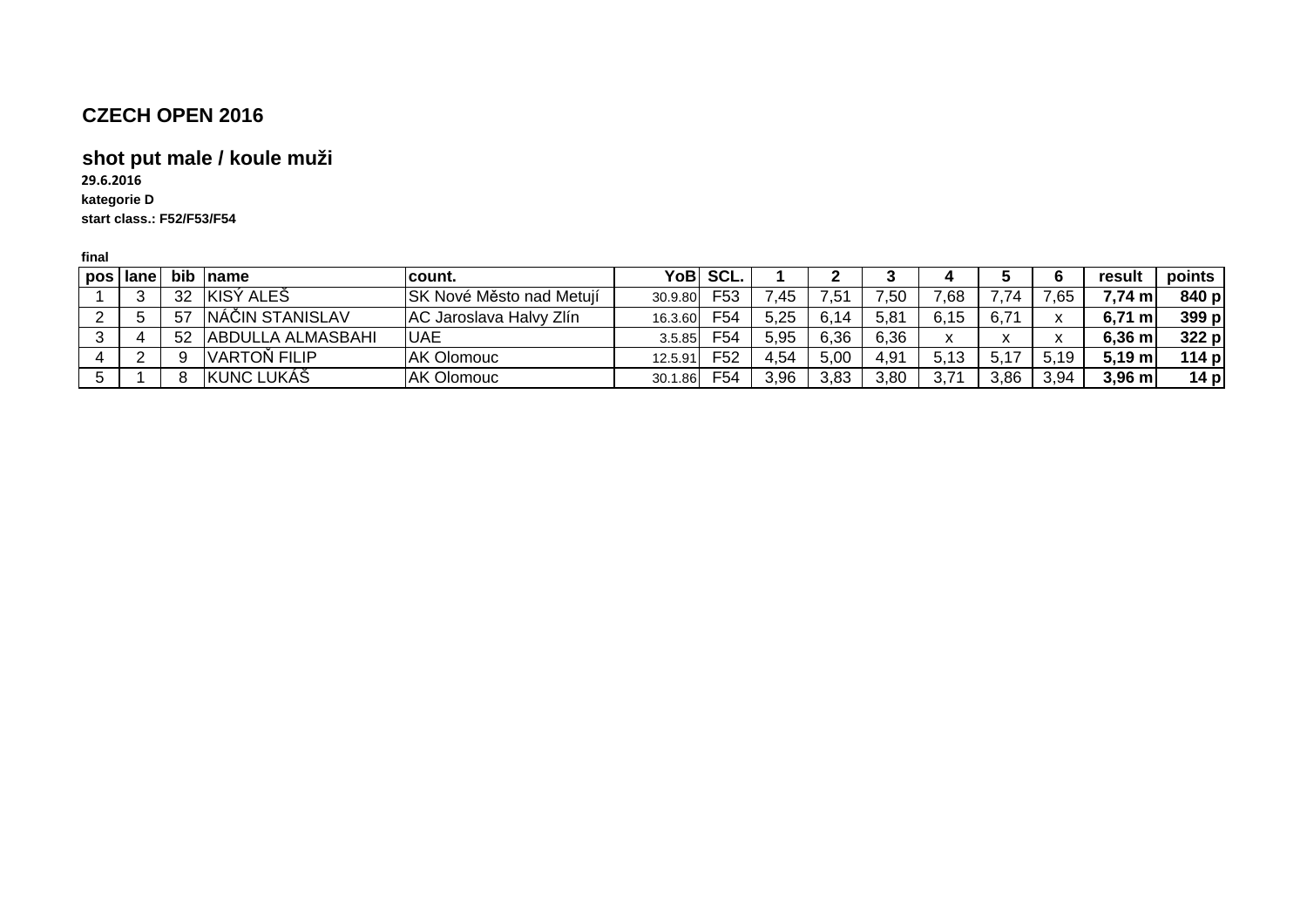## CZECH OPEN 2016

### shot put male / koule muži

**29.6.2016**

**kategorie D**

**start class.: F52/F53/F54**

**final**

| pos | lane | bib | name | count. | YoB | SCL. | 1 | 2 | 3 | 4 | 5 | 6 | result | points |
|---|---|---|---|---|---|---|---|---|---|---|---|---|---|---|
| 1 | 3 | 32 | KISÝ ALEŠ | SK Nové Město nad Metují | 30.9.80 | F53 | 7,45 | 7,51 | 7,50 | 7,68 | 7,74 | 7,65 | **7,74 m** | **840 p** |
| 2 | 5 | 57 | NÁČIN STANISLAV | AC Jaroslava Halvy Zlín | 16.3.60 | F54 | 5,25 | 6,14 | 5,81 | 6,15 | 6,71 | x | **6,71 m** | **399 p** |
| 3 | 4 | 52 | ABDULLA ALMASBAHI | UAE | 3.5.85 | F54 | 5,95 | 6,36 | 6,36 | x | x | x | **6,36 m** | **322 p** |
| 4 | 2 | 9 | VARTOŇ FILIP | AK Olomouc | 12.5.91 | F52 | 4,54 | 5,00 | 4,91 | 5,13 | 5,17 | 5,19 | **5,19 m** | **114 p** |
| 5 | 1 | 8 | KUNC LUKÁŠ | AK Olomouc | 30.1.86 | F54 | 3,96 | 3,83 | 3,80 | 3,71 | 3,86 | 3,94 | **3,96 m** | **14 p** |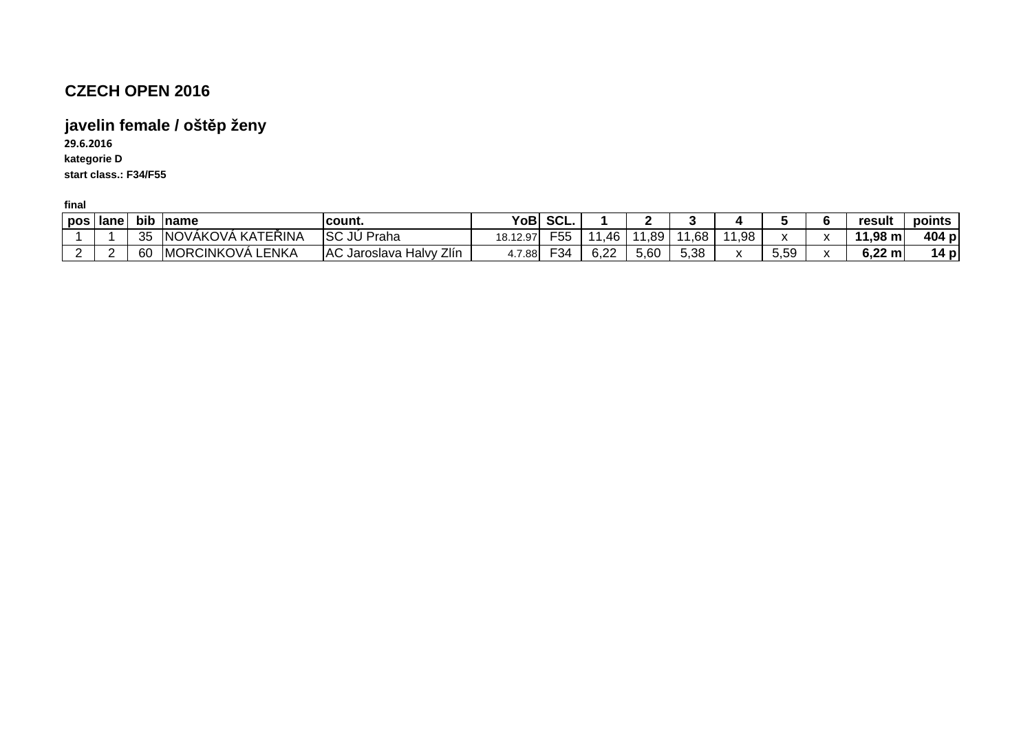# CZECH OPEN 2016

## javelin female / oštěp ženy

**29.6.2016**

**kategorie D**

**start class.: F34/F55**

**final**

| pos | lane | bib | name | count. | YoB | SCL. | 1 | 2 | 3 | 4 | 5 | 6 | result | points |
|---|---|---|---|---|---|---|---|---|---|---|---|---|---|---|
| 1 | 1 | 35 | NOVÁKOVÁ KATEŘINA | SC JÚ Praha | 18.12.97 | F55 | 11,46 | 11,89 | 11,68 | 11,98 | x | x | **11,98 m** | **404 p** |
| 2 | 2 | 60 | MORCINKOVÁ LENKA | AC Jaroslava Halvy Zlín | 4.7.88 | F34 | 6,22 | 5,60 | 5,38 | x | 5,59 | x | **6,22 m** | **14 p** |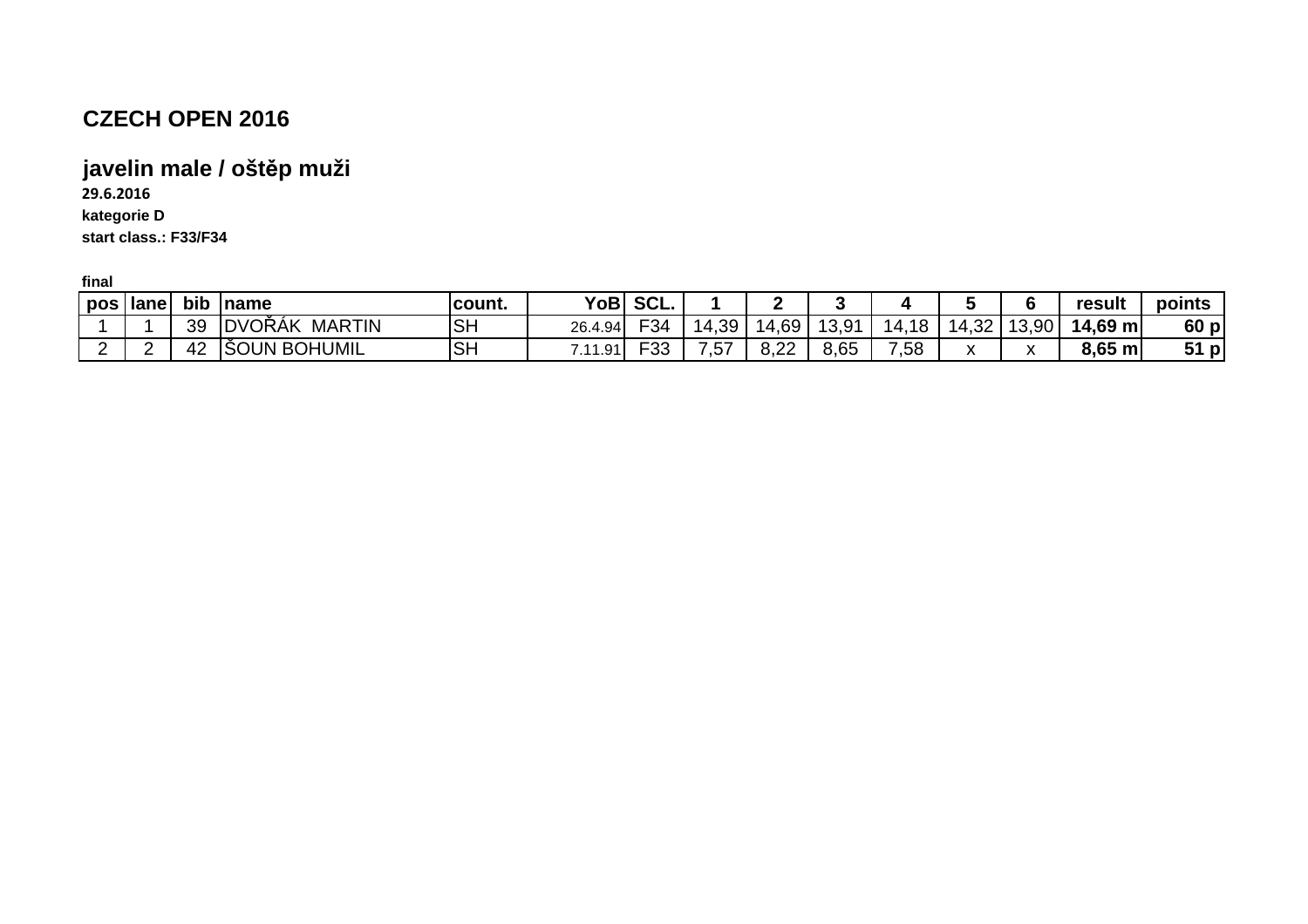# CZECH OPEN 2016

## javelin male / oštěp muži

**29.6.2016**

**kategorie D**

**start class.: F33/F34**

**final**

| pos | lane | bib | name | count. | YoB | SCL. | 1 | 2 | 3 | 4 | 5 | 6 | result | points |
|---|---|---|---|---|---|---|---|---|---|---|---|---|---|---|
| 1 | 1 | 39 | DVOŘÁK  MARTIN | SH | 26.4.94 | F34 | 14,39 | 14,69 | 13,91 | 14,18 | 14,32 | 13,90 | **14,69 m** | **60 p** |
| 2 | 2 | 42 | ŠOUN BOHUMIL | SH | 7.11.91 | F33 | 7,57 | 8,22 | 8,65 | 7,58 | x | x | **8,65 m** | **51 p** |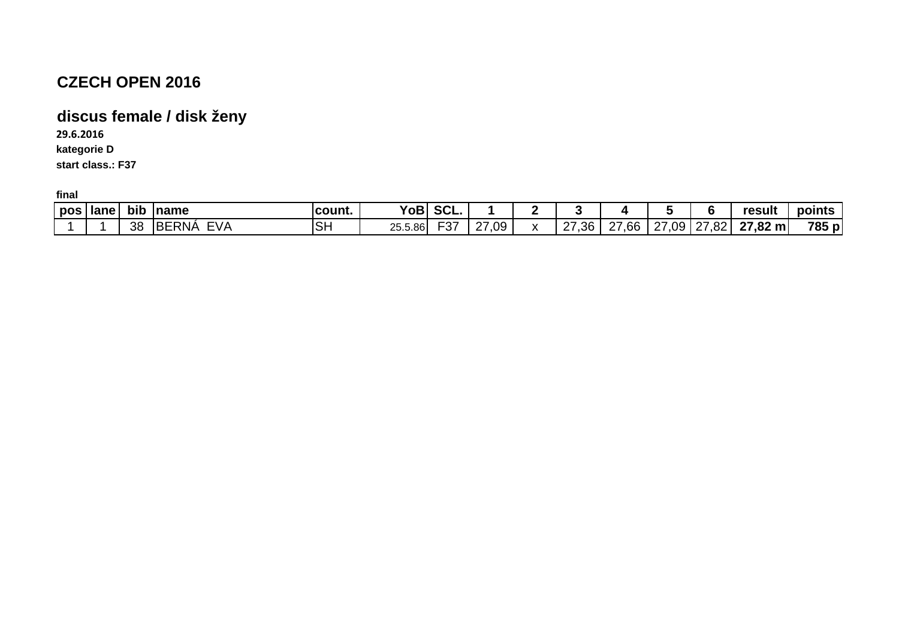# CZECH OPEN 2016

## discus female / disk ženy

**29.6.2016**

**kategorie D**

**start class.: F37**

**final**

| pos | lane | bib | name | count. | YoB | SCL. | 1 | 2 | 3 | 4 | 5 | 6 | result | points |
|---|---|---|---|---|---|---|---|---|---|---|---|---|---|---|
| 1 | 1 | 38 | BERNÁ EVA | SH | 25.5.86 | F37 | 27,09 | x | 27,36 | 27,66 | 27,09 | 27,82 | **27,82 m** | **785 p** |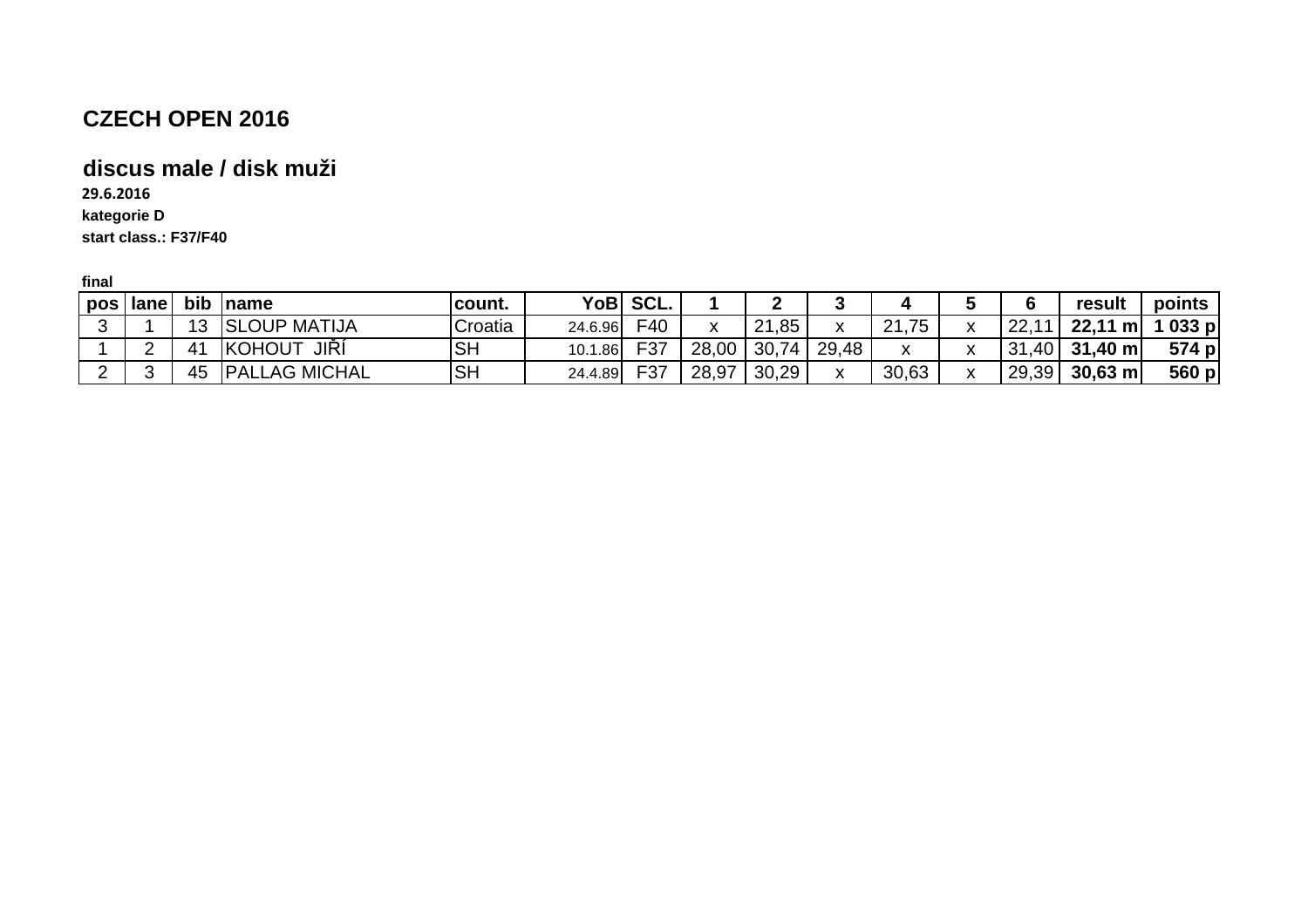# CZECH OPEN 2016

## discus male / disk muži

**29.6.2016**

**kategorie D**

**start class.: F37/F40**

**final**

| pos | lane | bib | name | count. | YoB | SCL. | 1 | 2 | 3 | 4 | 5 | 6 | result | points |
|---|---|---|---|---|---|---|---|---|---|---|---|---|---|---|
| 3 | 1 | 13 | SLOUP MATIJA | Croatia | 24.6.96 | F40 | x | 21,85 | x | 21,75 | x | 22,11 | **22,11 m** | **1 033 p** |
| 1 | 2 | 41 | KOHOUT JIŘÍ | SH | 10.1.86 | F37 | 28,00 | 30,74 | 29,48 | x | x | 31,40 | **31,40 m** | **574 p** |
| 2 | 3 | 45 | PALLAG MICHAL | SH | 24.4.89 | F37 | 28,97 | 30,29 | x | 30,63 | x | 29,39 | **30,63 m** | **560 p** |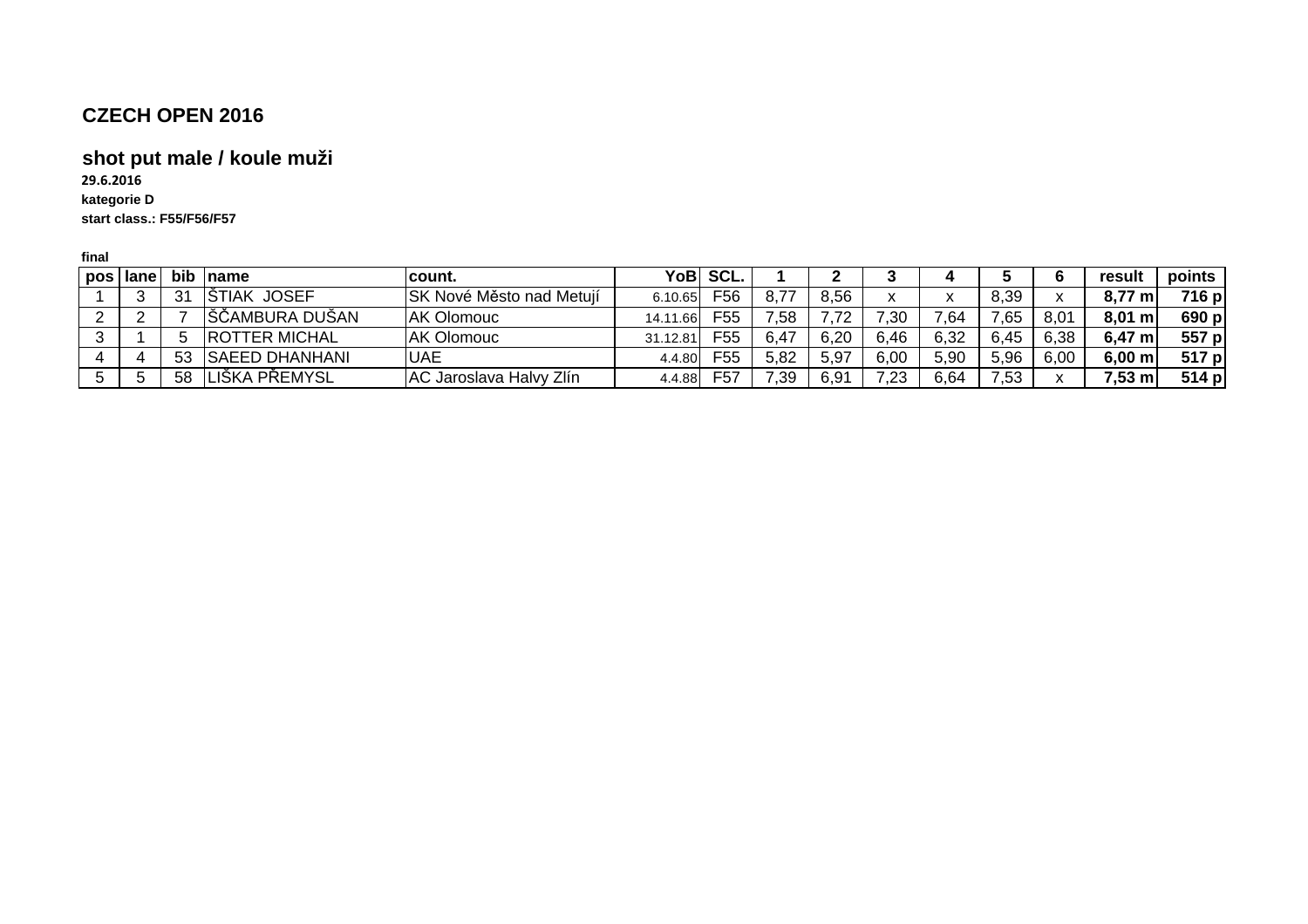# CZECH OPEN 2016

## shot put male / koule muži

**29.6.2016**

**kategorie D**

**start class.: F55/F56/F57**

**final**

| pos | lane | bib | name | count. | YoB | SCL. | 1 | 2 | 3 | 4 | 5 | 6 | result | points |
|---|---|---|---|---|---|---|---|---|---|---|---|---|---|---|
| 1 | 3 | 31 | ŠTIAK JOSEF | SK Nové Město nad Metují | 6.10.65 | F56 | 8,77 | 8,56 | x | x | 8,39 | x | **8,77 m** | **716 p** |
| 2 | 2 | 7 | ŠČAMBURA DUŠAN | AK Olomouc | 14.11.66 | F55 | 7,58 | 7,72 | 7,30 | 7,64 | 7,65 | 8,01 | **8,01 m** | **690 p** |
| 3 | 1 | 5 | ROTTER MICHAL | AK Olomouc | 31.12.81 | F55 | 6,47 | 6,20 | 6,46 | 6,32 | 6,45 | 6,38 | **6,47 m** | **557 p** |
| 4 | 4 | 53 | SAEED DHANHANI | UAE | 4.4.80 | F55 | 5,82 | 5,97 | 6,00 | 5,90 | 5,96 | 6,00 | **6,00 m** | **517 p** |
| 5 | 5 | 58 | LIŠKA PŘEMYSL | AC Jaroslava Halvy Zlín | 4.4.88 | F57 | 7,39 | 6,91 | 7,23 | 6,64 | 7,53 | x | **7,53 m** | **514 p** |